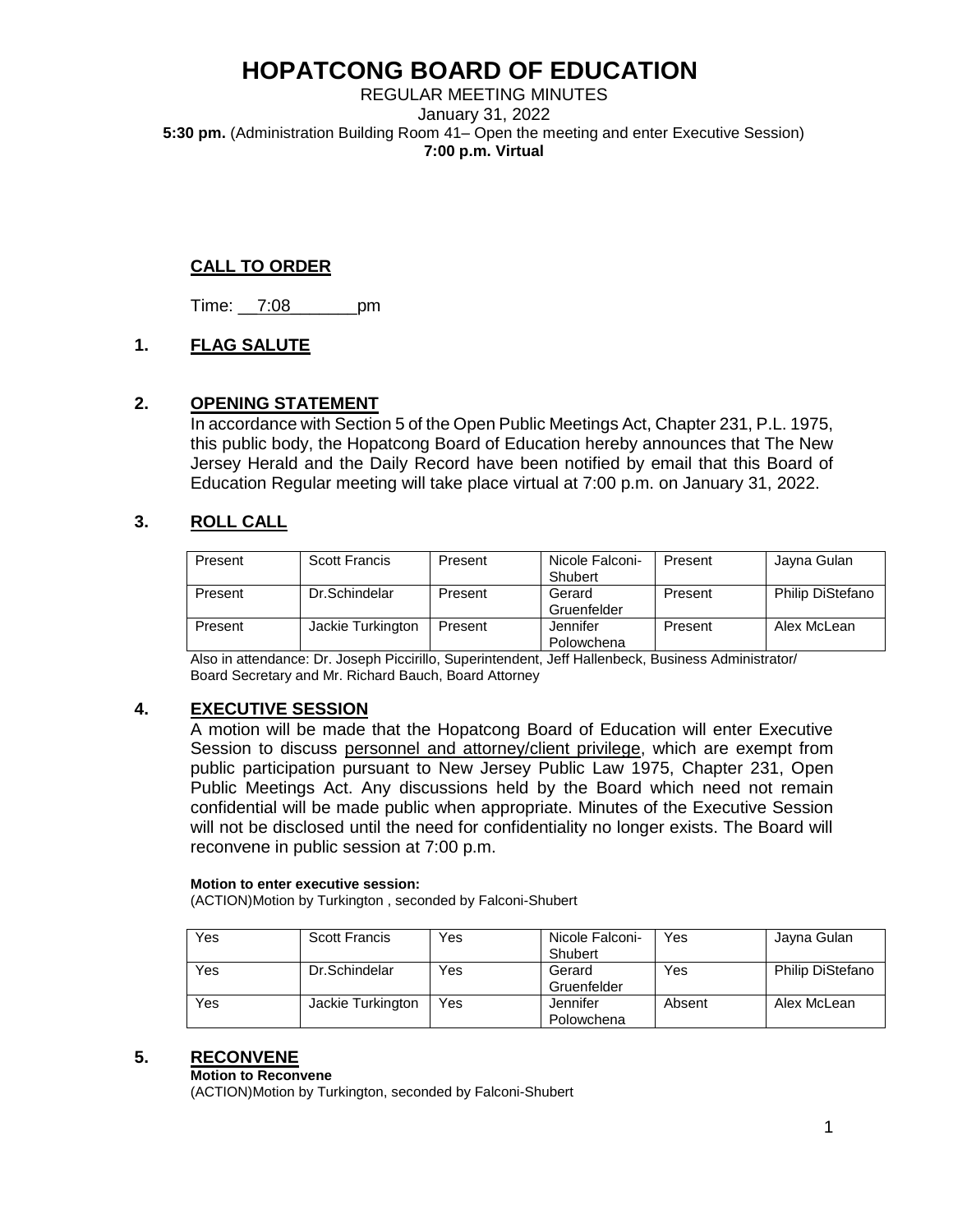# HOPATCONG BOARD OF EDUCATION

REGULAR MEETING MINUTES

January 31, 2022

**5:30 pm.** (Administration Building Room 41– Open the meeting and enter Executive Session)

**7:00 p.m. Virtual**

## CALL TO ORDER

Time: 7:08 pm

## 1. FLAG SALUTE

## 2. OPENING STATEMENT

In accordance with Section 5 of the Open Public Meetings Act, Chapter 231, P.L. 1975, this public body, the Hopatcong Board of Education hereby announces that The New Jersey Herald and the Daily Record have been notified by email that this Board of Education Regular meeting will take place virtual at 7:00 p.m. on January 31, 2022.

## 3. ROLL CALL

| Present | Scott Francis | Present | Nicole Falconi-Shubert | Present | Jayna Gulan |
|---|---|---|---|---|---|
| Present | Dr.Schindelar | Present | Gerard Gruenfelder | Present | Philip DiStefano |
| Present | Jackie Turkington | Present | Jennifer Polowchena | Present | Alex McLean |

Also in attendance: Dr. Joseph Piccirillo, Superintendent, Jeff Hallenbeck, Business Administrator/ Board Secretary and Mr. Richard Bauch, Board Attorney

## 4. EXECUTIVE SESSION

A motion will be made that the Hopatcong Board of Education will enter Executive Session to discuss personnel and attorney/client privilege, which are exempt from public participation pursuant to New Jersey Public Law 1975, Chapter 231, Open Public Meetings Act. Any discussions held by the Board which need not remain confidential will be made public when appropriate. Minutes of the Executive Session will not be disclosed until the need for confidentiality no longer exists. The Board will reconvene in public session at 7:00 p.m.

**Motion to enter executive session:**

(ACTION)Motion by Turkington , seconded by Falconi-Shubert

| Yes | Scott Francis | Yes | Nicole Falconi-Shubert | Yes | Jayna Gulan |
|---|---|---|---|---|---|
| Yes | Dr.Schindelar | Yes | Gerard Gruenfelder | Yes | Philip DiStefano |
| Yes | Jackie Turkington | Yes | Jennifer Polowchena | Absent | Alex McLean |

## 5. RECONVENE

**Motion to Reconvene**

(ACTION)Motion by Turkington, seconded by Falconi-Shubert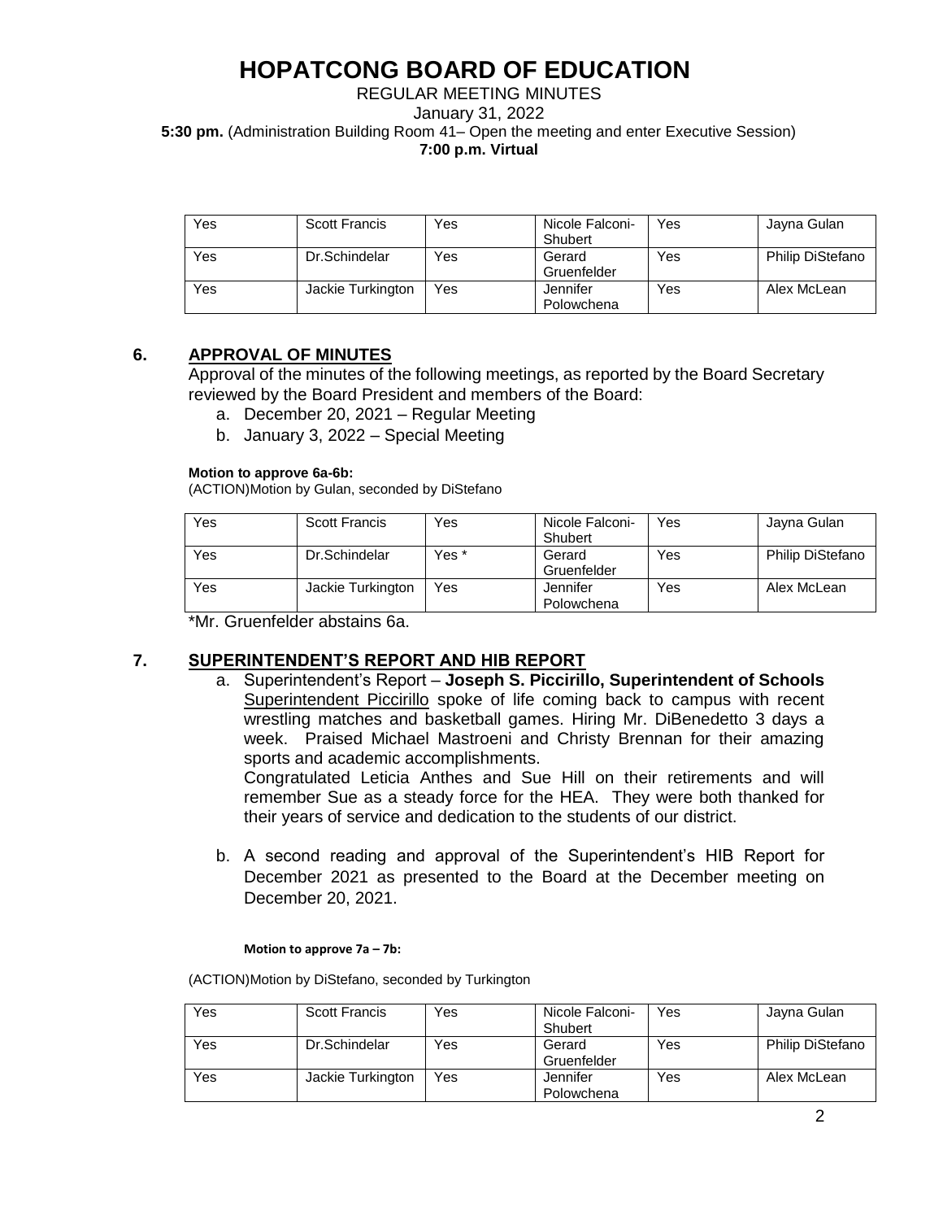# HOPATCONG BOARD OF EDUCATION

REGULAR MEETING MINUTES
January 31, 2022
**5:30 pm.** (Administration Building Room 41– Open the meeting and enter Executive Session)
**7:00 p.m. Virtual**

| Yes | Scott Francis | Yes | Nicole Falconi-Shubert | Yes | Jayna Gulan |
|---|---|---|---|---|---|
| Yes | Dr.Schindelar | Yes | Gerard Gruenfelder | Yes | Philip DiStefano |
| Yes | Jackie Turkington | Yes | Jennifer Polowchena | Yes | Alex McLean |

## 6. APPROVAL OF MINUTES

Approval of the minutes of the following meetings, as reported by the Board Secretary reviewed by the Board President and members of the Board:

a. December 20, 2021 – Regular Meeting
b. January 3, 2022 – Special Meeting

**Motion to approve 6a-6b:**
(ACTION)Motion by Gulan, seconded by DiStefano

| Yes | Scott Francis | Yes | Nicole Falconi-Shubert | Yes | Jayna Gulan |
|---|---|---|---|---|---|
| Yes | Dr.Schindelar | Yes * | Gerard Gruenfelder | Yes | Philip DiStefano |
| Yes | Jackie Turkington | Yes | Jennifer Polowchena | Yes | Alex McLean |

*Mr. Gruenfelder abstains 6a.

## 7. SUPERINTENDENT'S REPORT AND HIB REPORT

a. Superintendent's Report – **Joseph S. Piccirillo, Superintendent of Schools**
Superintendent Piccirillo spoke of life coming back to campus with recent wrestling matches and basketball games. Hiring Mr. DiBenedetto 3 days a week. Praised Michael Mastroeni and Christy Brennan for their amazing sports and academic accomplishments.
Congratulated Leticia Anthes and Sue Hill on their retirements and will remember Sue as a steady force for the HEA. They were both thanked for their years of service and dedication to the students of our district.

b. A second reading and approval of the Superintendent's HIB Report for December 2021 as presented to the Board at the December meeting on December 20, 2021.

**Motion to approve 7a – 7b:**

(ACTION)Motion by DiStefano, seconded by Turkington

| Yes | Scott Francis | Yes | Nicole Falconi-Shubert | Yes | Jayna Gulan |
|---|---|---|---|---|---|
| Yes | Dr.Schindelar | Yes | Gerard Gruenfelder | Yes | Philip DiStefano |
| Yes | Jackie Turkington | Yes | Jennifer Polowchena | Yes | Alex McLean |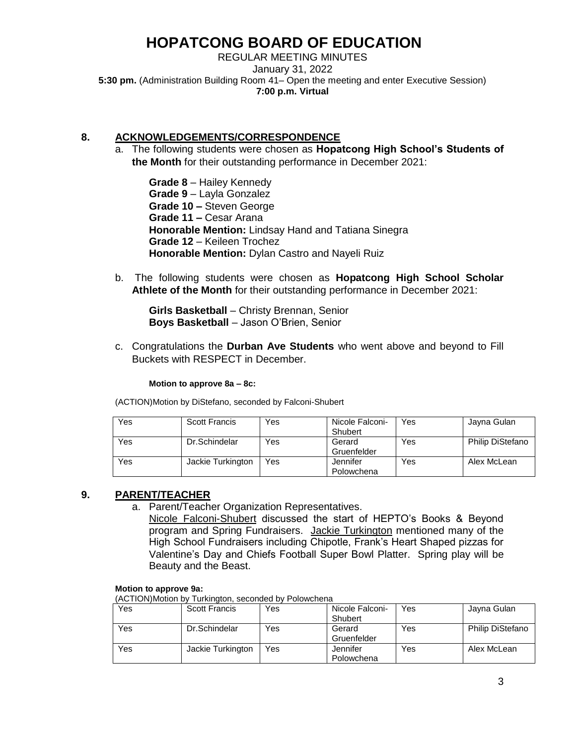# HOPATCONG BOARD OF EDUCATION

REGULAR MEETING MINUTES
January 31, 2022
**5:30 pm.** (Administration Building Room 41– Open the meeting and enter Executive Session)
**7:00 p.m. Virtual**

## 8. ACKNOWLEDGEMENTS/CORRESPONDENCE

a. The following students were chosen as **Hopatcong High School's Students of the Month** for their outstanding performance in December 2021:

**Grade 8** – Hailey Kennedy
**Grade 9** – Layla Gonzalez
**Grade 10 –** Steven George
**Grade 11 –** Cesar Arana
**Honorable Mention:** Lindsay Hand and Tatiana Sinegra
**Grade 12** – Keileen Trochez
**Honorable Mention:** Dylan Castro and Nayeli Ruiz

b. The following students were chosen as **Hopatcong High School Scholar Athlete of the Month** for their outstanding performance in December 2021:

**Girls Basketball** – Christy Brennan, Senior
**Boys Basketball** – Jason O'Brien, Senior

c. Congratulations the **Durban Ave Students** who went above and beyond to Fill Buckets with RESPECT in December.

**Motion to approve 8a – 8c:**

(ACTION)Motion by DiStefano, seconded by Falconi-Shubert

| | | | | | |
|---|---|---|---|---|---|
| Yes | Scott Francis | Yes | Nicole Falconi-Shubert | Yes | Jayna Gulan |
| Yes | Dr.Schindelar | Yes | Gerard Gruenfelder | Yes | Philip DiStefano |
| Yes | Jackie Turkington | Yes | Jennifer Polowchena | Yes | Alex McLean |

## 9. PARENT/TEACHER

a. Parent/Teacher Organization Representatives.
Nicole Falconi-Shubert discussed the start of HEPTO's Books & Beyond program and Spring Fundraisers. Jackie Turkington mentioned many of the High School Fundraisers including Chipotle, Frank's Heart Shaped pizzas for Valentine's Day and Chiefs Football Super Bowl Platter. Spring play will be Beauty and the Beast.

**Motion to approve 9a:**
(ACTION)Motion by Turkington, seconded by Polowchena

| | | | | | |
|---|---|---|---|---|---|
| Yes | Scott Francis | Yes | Nicole Falconi-Shubert | Yes | Jayna Gulan |
| Yes | Dr.Schindelar | Yes | Gerard Gruenfelder | Yes | Philip DiStefano |
| Yes | Jackie Turkington | Yes | Jennifer Polowchena | Yes | Alex McLean |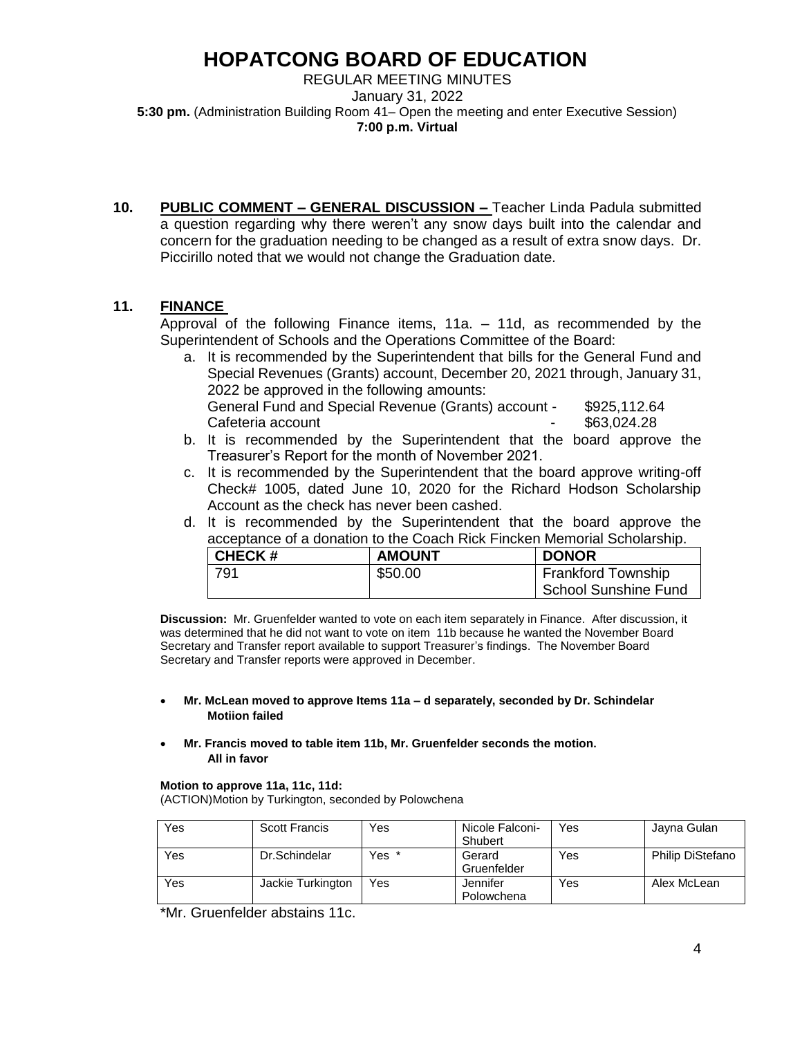# HOPATCONG BOARD OF EDUCATION

REGULAR MEETING MINUTES
January 31, 2022
**5:30 pm.** (Administration Building Room 41– Open the meeting and enter Executive Session)
**7:00 p.m. Virtual**

**10. PUBLIC COMMENT – GENERAL DISCUSSION –** Teacher Linda Padula submitted a question regarding why there weren't any snow days built into the calendar and concern for the graduation needing to be changed as a result of extra snow days. Dr. Piccirillo noted that we would not change the Graduation date.

**11. FINANCE**

Approval of the following Finance items, 11a. – 11d, as recommended by the Superintendent of Schools and the Operations Committee of the Board:

a. It is recommended by the Superintendent that bills for the General Fund and Special Revenues (Grants) account, December 20, 2021 through, January 31, 2022 be approved in the following amounts:
General Fund and Special Revenue (Grants) account - $925,112.64
Cafeteria account - $63,024.28

b. It is recommended by the Superintendent that the board approve the Treasurer's Report for the month of November 2021.

c. It is recommended by the Superintendent that the board approve writing-off Check# 1005, dated June 10, 2020 for the Richard Hodson Scholarship Account as the check has never been cashed.

d. It is recommended by the Superintendent that the board approve the acceptance of a donation to the Coach Rick Fincken Memorial Scholarship.

| CHECK # | AMOUNT | DONOR |
|---|---|---|
| 791 | $50.00 | Frankford Township School Sunshine Fund |

**Discussion:** Mr. Gruenfelder wanted to vote on each item separately in Finance. After discussion, it was determined that he did not want to vote on item 11b because he wanted the November Board Secretary and Transfer report available to support Treasurer's findings. The November Board Secretary and Transfer reports were approved in December.

- **Mr. McLean moved to approve Items 11a – d separately, seconded by Dr. Schindelar**
  **Motiion failed**

- **Mr. Francis moved to table item 11b, Mr. Gruenfelder seconds the motion.**
  **All in favor**

**Motion to approve 11a, 11c, 11d:**
(ACTION)Motion by Turkington, seconded by Polowchena

| | | | | | |
|---|---|---|---|---|---|
| Yes | Scott Francis | Yes | Nicole Falconi-Shubert | Yes | Jayna Gulan |
| Yes | Dr.Schindelar | Yes * | Gerard Gruenfelder | Yes | Philip DiStefano |
| Yes | Jackie Turkington | Yes | Jennifer Polowchena | Yes | Alex McLean |

*Mr. Gruenfelder abstains 11c.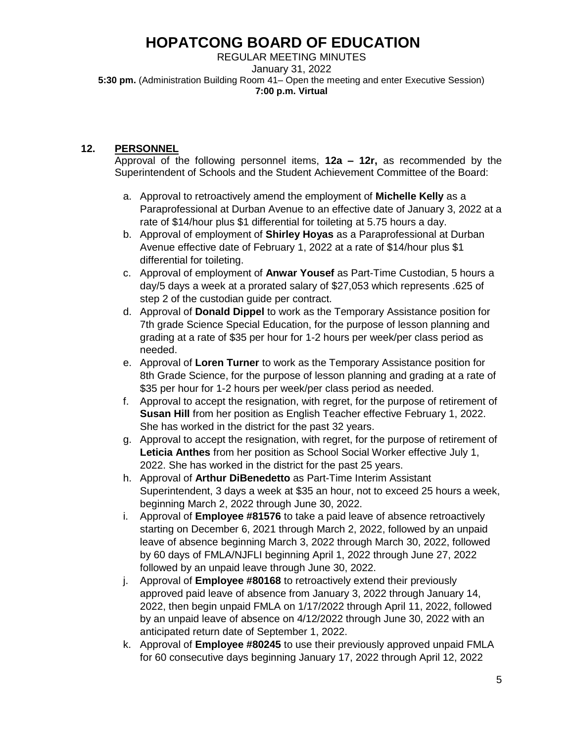# HOPATCONG BOARD OF EDUCATION

REGULAR MEETING MINUTES
January 31, 2022
**5:30 pm.** (Administration Building Room 41– Open the meeting and enter Executive Session)
**7:00 p.m. Virtual**

## 12. PERSONNEL

Approval of the following personnel items, **12a – 12r,** as recommended by the Superintendent of Schools and the Student Achievement Committee of the Board:

a. Approval to retroactively amend the employment of **Michelle Kelly** as a Paraprofessional at Durban Avenue to an effective date of January 3, 2022 at a rate of $14/hour plus $1 differential for toileting at 5.75 hours a day.

b. Approval of employment of **Shirley Hoyas** as a Paraprofessional at Durban Avenue effective date of February 1, 2022 at a rate of $14/hour plus $1 differential for toileting.

c. Approval of employment of **Anwar Yousef** as Part-Time Custodian, 5 hours a day/5 days a week at a prorated salary of $27,053 which represents .625 of step 2 of the custodian guide per contract.

d. Approval of **Donald Dippel** to work as the Temporary Assistance position for 7th grade Science Special Education, for the purpose of lesson planning and grading at a rate of $35 per hour for 1-2 hours per week/per class period as needed.

e. Approval of **Loren Turner** to work as the Temporary Assistance position for 8th Grade Science, for the purpose of lesson planning and grading at a rate of $35 per hour for 1-2 hours per week/per class period as needed.

f. Approval to accept the resignation, with regret, for the purpose of retirement of **Susan Hill** from her position as English Teacher effective February 1, 2022. She has worked in the district for the past 32 years.

g. Approval to accept the resignation, with regret, for the purpose of retirement of **Leticia Anthes** from her position as School Social Worker effective July 1, 2022. She has worked in the district for the past 25 years.

h. Approval of **Arthur DiBenedetto** as Part-Time Interim Assistant Superintendent, 3 days a week at $35 an hour, not to exceed 25 hours a week, beginning March 2, 2022 through June 30, 2022.

i. Approval of **Employee #81576** to take a paid leave of absence retroactively starting on December 6, 2021 through March 2, 2022, followed by an unpaid leave of absence beginning March 3, 2022 through March 30, 2022, followed by 60 days of FMLA/NJFLI beginning April 1, 2022 through June 27, 2022 followed by an unpaid leave through June 30, 2022.

j. Approval of **Employee #80168** to retroactively extend their previously approved paid leave of absence from January 3, 2022 through January 14, 2022, then begin unpaid FMLA on 1/17/2022 through April 11, 2022, followed by an unpaid leave of absence on 4/12/2022 through June 30, 2022 with an anticipated return date of September 1, 2022.

k. Approval of **Employee #80245** to use their previously approved unpaid FMLA for 60 consecutive days beginning January 17, 2022 through April 12, 2022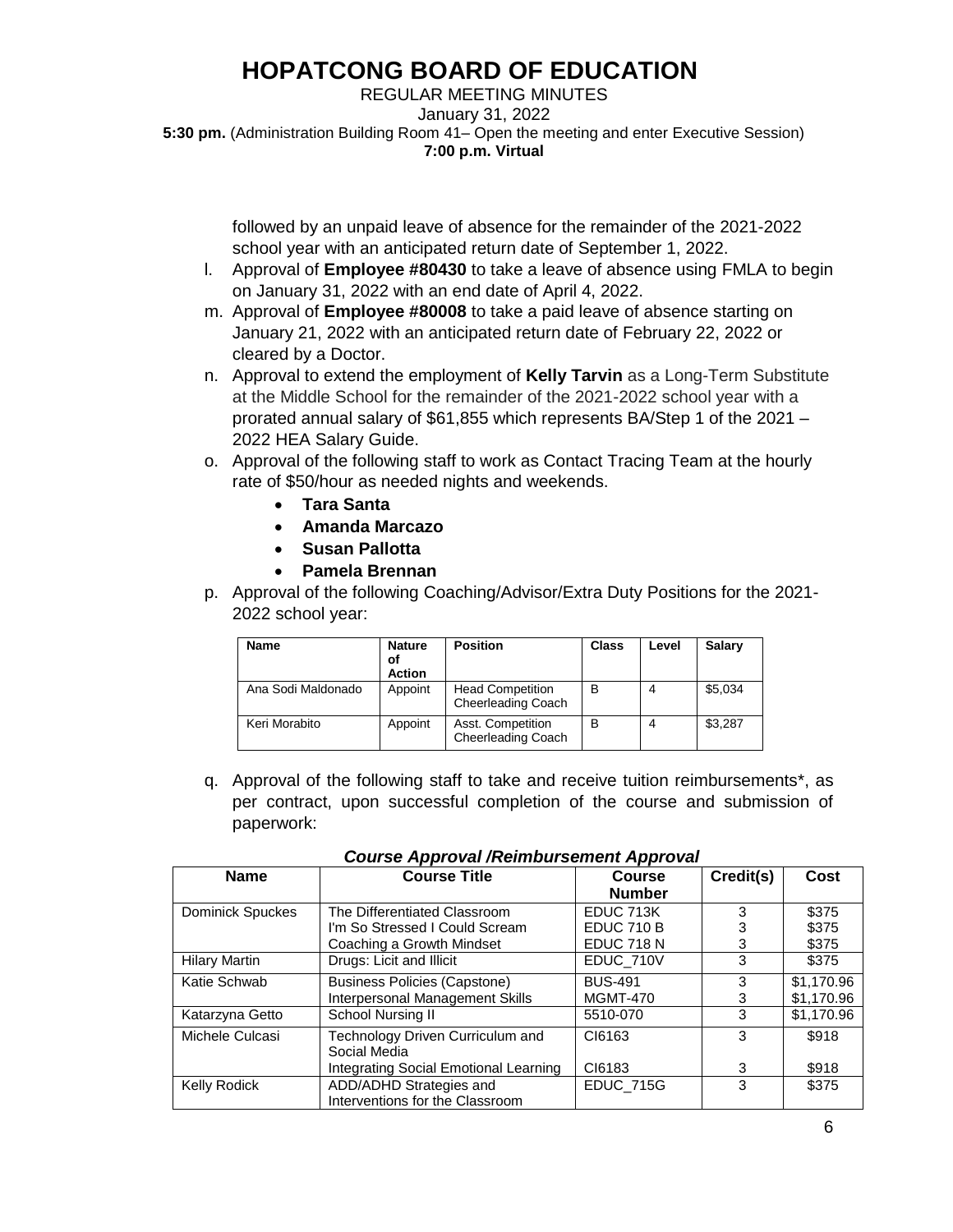followed by an unpaid leave of absence for the remainder of the 2021-2022 school year with an anticipated return date of September 1, 2022.

l. Approval of **Employee #80430** to take a leave of absence using FMLA to begin on January 31, 2022 with an end date of April 4, 2022.

m. Approval of **Employee #80008** to take a paid leave of absence starting on January 21, 2022 with an anticipated return date of February 22, 2022 or cleared by a Doctor.

n. Approval to extend the employment of **Kelly Tarvin** as a Long-Term Substitute at the Middle School for the remainder of the 2021-2022 school year with a prorated annual salary of $61,855 which represents BA/Step 1 of the 2021 – 2022 HEA Salary Guide.

o. Approval of the following staff to work as Contact Tracing Team at the hourly rate of $50/hour as needed nights and weekends.
   - **Tara Santa**
   - **Amanda Marcazo**
   - **Susan Pallotta**
   - **Pamela Brennan**

p. Approval of the following Coaching/Advisor/Extra Duty Positions for the 2021-2022 school year:

| Name | Nature of Action | Position | Class | Level | Salary |
|---|---|---|---|---|---|
| Ana Sodi Maldonado | Appoint | Head Competition Cheerleading Coach | B | 4 | $5,034 |
| Keri Morabito | Appoint | Asst. Competition Cheerleading Coach | B | 4 | $3,287 |

q. Approval of the following staff to take and receive tuition reimbursements*, as per contract, upon successful completion of the course and submission of paperwork:

***Course Approval /Reimbursement Approval***

| Name | Course Title | Course Number | Credit(s) | Cost |
|---|---|---|---|---|
| Dominick Spuckes | The Differentiated Classroom<br>I'm So Stressed I Could Scream<br>Coaching a Growth Mindset | EDUC 713K<br>EDUC 710 B<br>EDUC 718 N | 3<br>3<br>3 | $375<br>$375<br>$375 |
| Hilary Martin | Drugs: Licit and Illicit | EDUC_710V | 3 | $375 |
| Katie Schwab | Business Policies (Capstone)<br>Interpersonal Management Skills | BUS-491<br>MGMT-470 | 3<br>3 | $1,170.96<br>$1,170.96 |
| Katarzyna Getto | School Nursing II | 5510-070 | 3 | $1,170.96 |
| Michele Culcasi | Technology Driven Curriculum and Social Media<br>Integrating Social Emotional Learning | CI6163<br>CI6183 | 3<br>3 | $918<br>$918 |
| Kelly Rodick | ADD/ADHD Strategies and Interventions for the Classroom | EDUC_715G | 3 | $375 |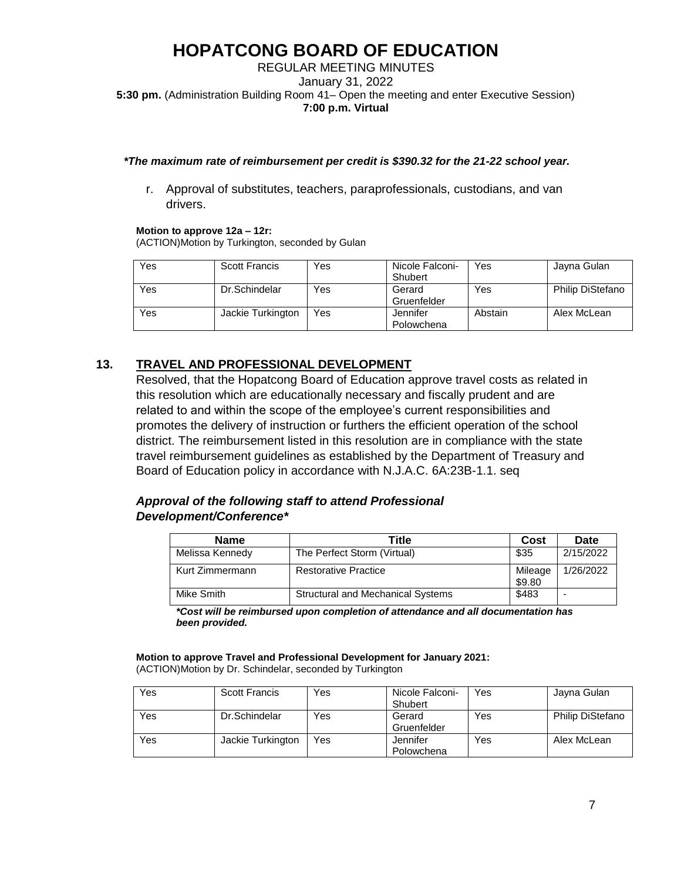# HOPATCONG BOARD OF EDUCATION

REGULAR MEETING MINUTES
January 31, 2022
**5:30 pm.** (Administration Building Room 41– Open the meeting and enter Executive Session)
**7:00 p.m. Virtual**

***The maximum rate of reimbursement per credit is $390.32 for the 21-22 school year.***

r. Approval of substitutes, teachers, paraprofessionals, custodians, and van drivers.

**Motion to approve 12a – 12r:**
(ACTION)Motion by Turkington, seconded by Gulan

| Yes | Scott Francis | Yes | Nicole Falconi-Shubert | Yes | Jayna Gulan |
|---|---|---|---|---|---|
| Yes | Dr.Schindelar | Yes | Gerard Gruenfelder | Yes | Philip DiStefano |
| Yes | Jackie Turkington | Yes | Jennifer Polowchena | Abstain | Alex McLean |

## 13. TRAVEL AND PROFESSIONAL DEVELOPMENT

Resolved, that the Hopatcong Board of Education approve travel costs as related in this resolution which are educationally necessary and fiscally prudent and are related to and within the scope of the employee's current responsibilities and promotes the delivery of instruction or furthers the efficient operation of the school district. The reimbursement listed in this resolution are in compliance with the state travel reimbursement guidelines as established by the Department of Treasury and Board of Education policy in accordance with N.J.A.C. 6A:23B-1.1. seq

### *Approval of the following staff to attend Professional Development/Conference**

| Name | Title | Cost | Date |
|---|---|---|---|
| Melissa Kennedy | The Perfect Storm (Virtual) | $35 | 2/15/2022 |
| Kurt Zimmermann | Restorative Practice | Mileage $9.80 | 1/26/2022 |
| Mike Smith | Structural and Mechanical Systems | $483 | - |

***Cost will be reimbursed upon completion of attendance and all documentation has been provided.***

**Motion to approve Travel and Professional Development for January 2021:**
(ACTION)Motion by Dr. Schindelar, seconded by Turkington

| Yes | Scott Francis | Yes | Nicole Falconi-Shubert | Yes | Jayna Gulan |
|---|---|---|---|---|---|
| Yes | Dr.Schindelar | Yes | Gerard Gruenfelder | Yes | Philip DiStefano |
| Yes | Jackie Turkington | Yes | Jennifer Polowchena | Yes | Alex McLean |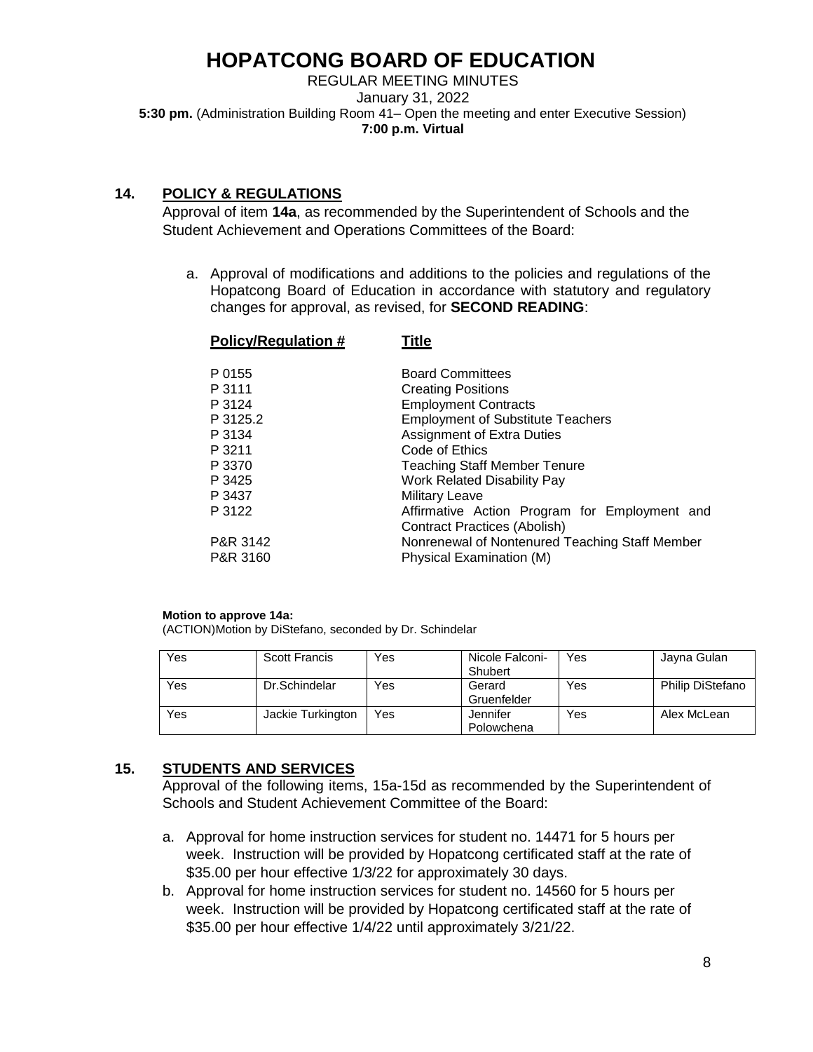# HOPATCONG BOARD OF EDUCATION

REGULAR MEETING MINUTES
January 31, 2022
**5:30 pm.** (Administration Building Room 41– Open the meeting and enter Executive Session)
**7:00 p.m. Virtual**

## 14. POLICY & REGULATIONS

Approval of item **14a**, as recommended by the Superintendent of Schools and the Student Achievement and Operations Committees of the Board:

a. Approval of modifications and additions to the policies and regulations of the Hopatcong Board of Education in accordance with statutory and regulatory changes for approval, as revised, for **SECOND READING**:

| Policy/Regulation # | Title |
|---|---|
| P 0155 | Board Committees |
| P 3111 | Creating Positions |
| P 3124 | Employment Contracts |
| P 3125.2 | Employment of Substitute Teachers |
| P 3134 | Assignment of Extra Duties |
| P 3211 | Code of Ethics |
| P 3370 | Teaching Staff Member Tenure |
| P 3425 | Work Related Disability Pay |
| P 3437 | Military Leave |
| P 3122 | Affirmative Action Program for Employment and Contract Practices (Abolish) |
| P&R 3142 | Nonrenewal of Nontenured Teaching Staff Member |
| P&R 3160 | Physical Examination (M) |

**Motion to approve 14a:**
(ACTION)Motion by DiStefano, seconded by Dr. Schindelar

| | | | | | |
|---|---|---|---|---|---|
| Yes | Scott Francis | Yes | Nicole Falconi-Shubert | Yes | Jayna Gulan |
| Yes | Dr.Schindelar | Yes | Gerard Gruenfelder | Yes | Philip DiStefano |
| Yes | Jackie Turkington | Yes | Jennifer Polowchena | Yes | Alex McLean |

## 15. STUDENTS AND SERVICES

Approval of the following items, 15a-15d as recommended by the Superintendent of Schools and Student Achievement Committee of the Board:

a. Approval for home instruction services for student no. 14471 for 5 hours per week. Instruction will be provided by Hopatcong certificated staff at the rate of $35.00 per hour effective 1/3/22 for approximately 30 days.
b. Approval for home instruction services for student no. 14560 for 5 hours per week. Instruction will be provided by Hopatcong certificated staff at the rate of $35.00 per hour effective 1/4/22 until approximately 3/21/22.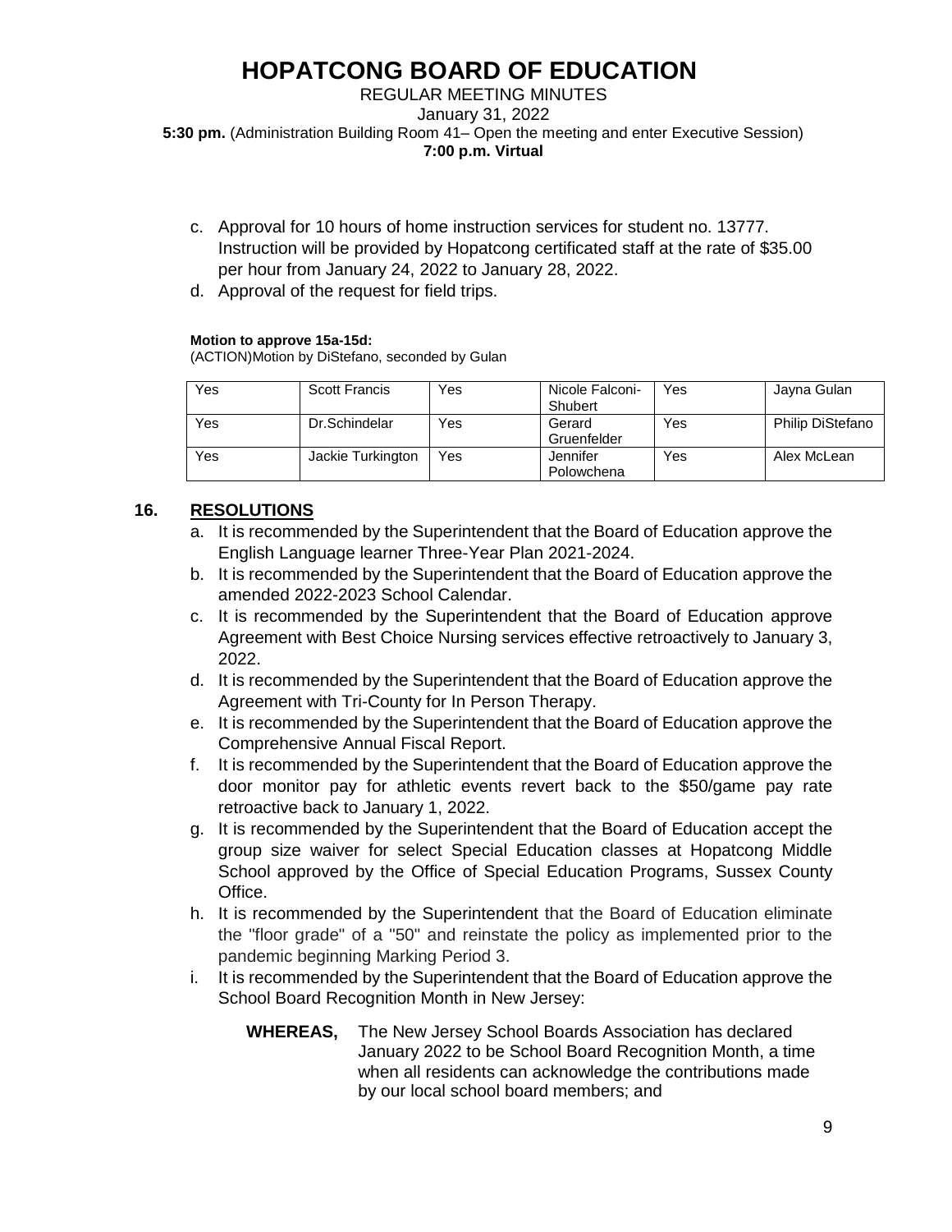c. Approval for 10 hours of home instruction services for student no. 13777. Instruction will be provided by Hopatcong certificated staff at the rate of $35.00 per hour from January 24, 2022 to January 28, 2022.
d. Approval of the request for field trips.

**Motion to approve 15a-15d:**
(ACTION)Motion by DiStefano, seconded by Gulan

| | | | | | |
|---|---|---|---|---|---|
| Yes | Scott Francis | Yes | Nicole Falconi-Shubert | Yes | Jayna Gulan |
| Yes | Dr.Schindelar | Yes | Gerard Gruenfelder | Yes | Philip DiStefano |
| Yes | Jackie Turkington | Yes | Jennifer Polowchena | Yes | Alex McLean |

## 16. RESOLUTIONS

a. It is recommended by the Superintendent that the Board of Education approve the English Language learner Three-Year Plan 2021-2024.
b. It is recommended by the Superintendent that the Board of Education approve the amended 2022-2023 School Calendar.
c. It is recommended by the Superintendent that the Board of Education approve Agreement with Best Choice Nursing services effective retroactively to January 3, 2022.
d. It is recommended by the Superintendent that the Board of Education approve the Agreement with Tri-County for In Person Therapy.
e. It is recommended by the Superintendent that the Board of Education approve the Comprehensive Annual Fiscal Report.
f. It is recommended by the Superintendent that the Board of Education approve the door monitor pay for athletic events revert back to the $50/game pay rate retroactive back to January 1, 2022.
g. It is recommended by the Superintendent that the Board of Education accept the group size waiver for select Special Education classes at Hopatcong Middle School approved by the Office of Special Education Programs, Sussex County Office.
h. It is recommended by the Superintendent that the Board of Education eliminate the "floor grade" of a "50" and reinstate the policy as implemented prior to the pandemic beginning Marking Period 3.
i. It is recommended by the Superintendent that the Board of Education approve the School Board Recognition Month in New Jersey:

**WHEREAS,** The New Jersey School Boards Association has declared January 2022 to be School Board Recognition Month, a time when all residents can acknowledge the contributions made by our local school board members; and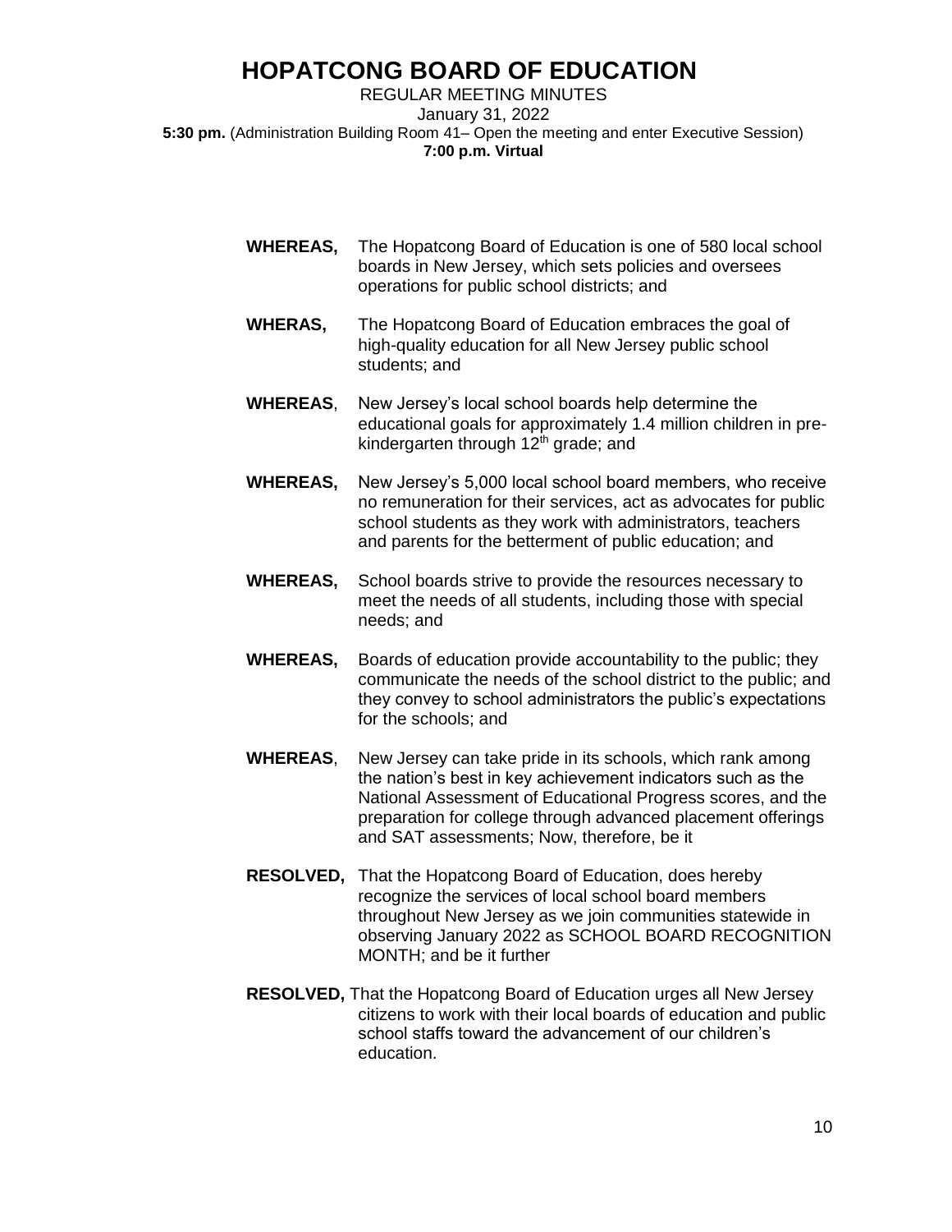**WHEREAS,** The Hopatcong Board of Education is one of 580 local school boards in New Jersey, which sets policies and oversees operations for public school districts; and

**WHERAS,** The Hopatcong Board of Education embraces the goal of high-quality education for all New Jersey public school students; and

**WHEREAS**, New Jersey's local school boards help determine the educational goals for approximately 1.4 million children in pre-kindergarten through 12th grade; and

**WHEREAS,** New Jersey's 5,000 local school board members, who receive no remuneration for their services, act as advocates for public school students as they work with administrators, teachers and parents for the betterment of public education; and

**WHEREAS,** School boards strive to provide the resources necessary to meet the needs of all students, including those with special needs; and

**WHEREAS,** Boards of education provide accountability to the public; they communicate the needs of the school district to the public; and they convey to school administrators the public's expectations for the schools; and

**WHEREAS**, New Jersey can take pride in its schools, which rank among the nation's best in key achievement indicators such as the National Assessment of Educational Progress scores, and the preparation for college through advanced placement offerings and SAT assessments; Now, therefore, be it

**RESOLVED,** That the Hopatcong Board of Education, does hereby recognize the services of local school board members throughout New Jersey as we join communities statewide in observing January 2022 as SCHOOL BOARD RECOGNITION MONTH; and be it further

**RESOLVED,** That the Hopatcong Board of Education urges all New Jersey citizens to work with their local boards of education and public school staffs toward the advancement of our children's education.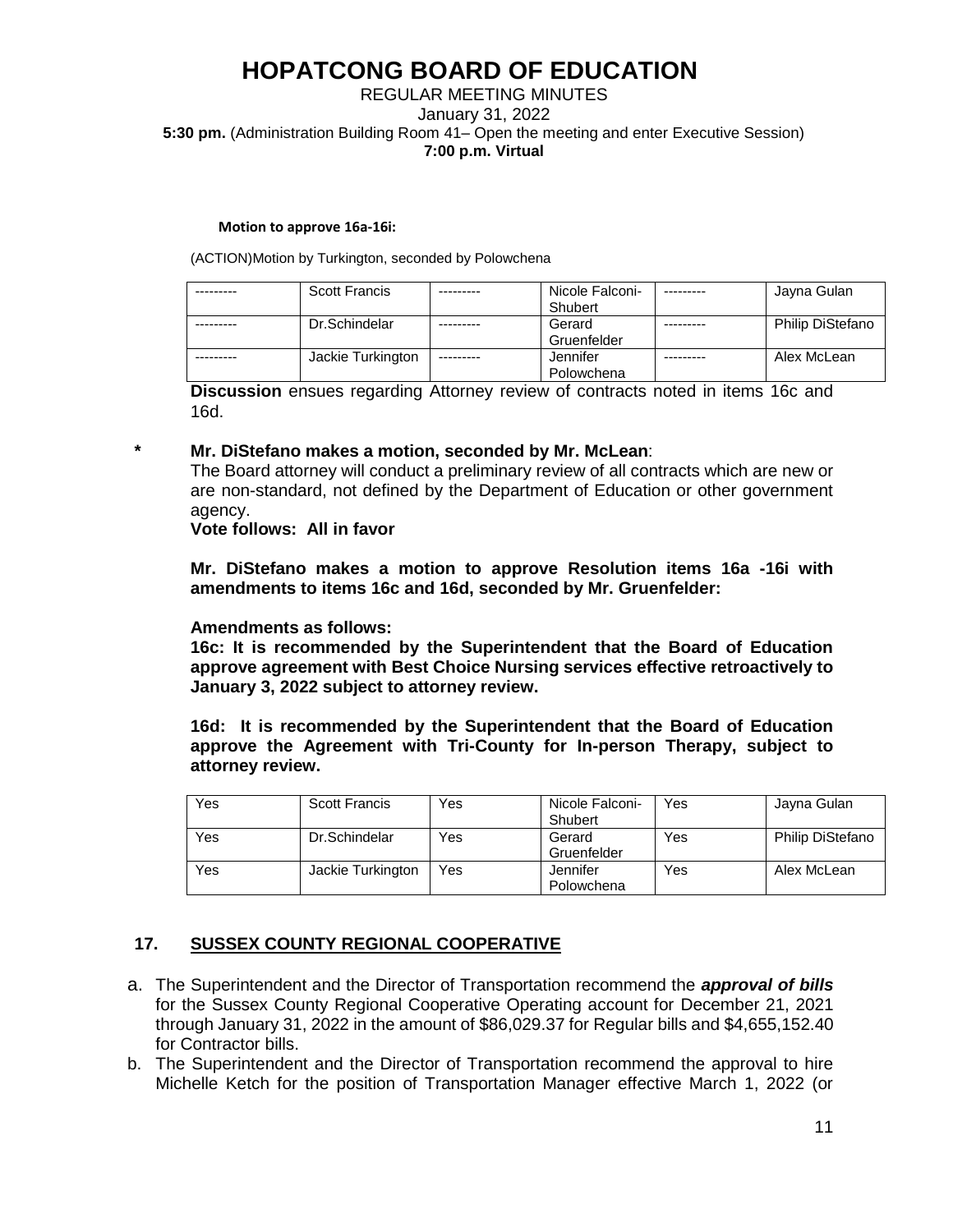# HOPATCONG BOARD OF EDUCATION

REGULAR MEETING MINUTES

January 31, 2022

**5:30 pm.** (Administration Building Room 41– Open the meeting and enter Executive Session)

**7:00 p.m. Virtual**

**Motion to approve 16a-16i:**

(ACTION)Motion by Turkington, seconded by Polowchena

| --------- | Scott Francis | --------- | Nicole Falconi-Shubert | --------- | Jayna Gulan |
|---|---|---|---|---|---|
| --------- | Dr.Schindelar | --------- | Gerard Gruenfelder | --------- | Philip DiStefano |
| --------- | Jackie Turkington | --------- | Jennifer Polowchena | --------- | Alex McLean |

**Discussion** ensues regarding Attorney review of contracts noted in items 16c and 16d.

\* **Mr. DiStefano makes a motion, seconded by Mr. McLean**:
The Board attorney will conduct a preliminary review of all contracts which are new or are non-standard, not defined by the Department of Education or other government agency.
**Vote follows: All in favor**

**Mr. DiStefano makes a motion to approve Resolution items 16a -16i with amendments to items 16c and 16d, seconded by Mr. Gruenfelder:**

**Amendments as follows:**
**16c: It is recommended by the Superintendent that the Board of Education approve agreement with Best Choice Nursing services effective retroactively to January 3, 2022 subject to attorney review.**

**16d: It is recommended by the Superintendent that the Board of Education approve the Agreement with Tri-County for In-person Therapy, subject to attorney review.**

| Yes | Scott Francis | Yes | Nicole Falconi-Shubert | Yes | Jayna Gulan |
|---|---|---|---|---|---|
| Yes | Dr.Schindelar | Yes | Gerard Gruenfelder | Yes | Philip DiStefano |
| Yes | Jackie Turkington | Yes | Jennifer Polowchena | Yes | Alex McLean |

## 17. SUSSEX COUNTY REGIONAL COOPERATIVE

a. The Superintendent and the Director of Transportation recommend the ***approval of bills*** for the Sussex County Regional Cooperative Operating account for December 21, 2021 through January 31, 2022 in the amount of $86,029.37 for Regular bills and $4,655,152.40 for Contractor bills.
b. The Superintendent and the Director of Transportation recommend the approval to hire Michelle Ketch for the position of Transportation Manager effective March 1, 2022 (or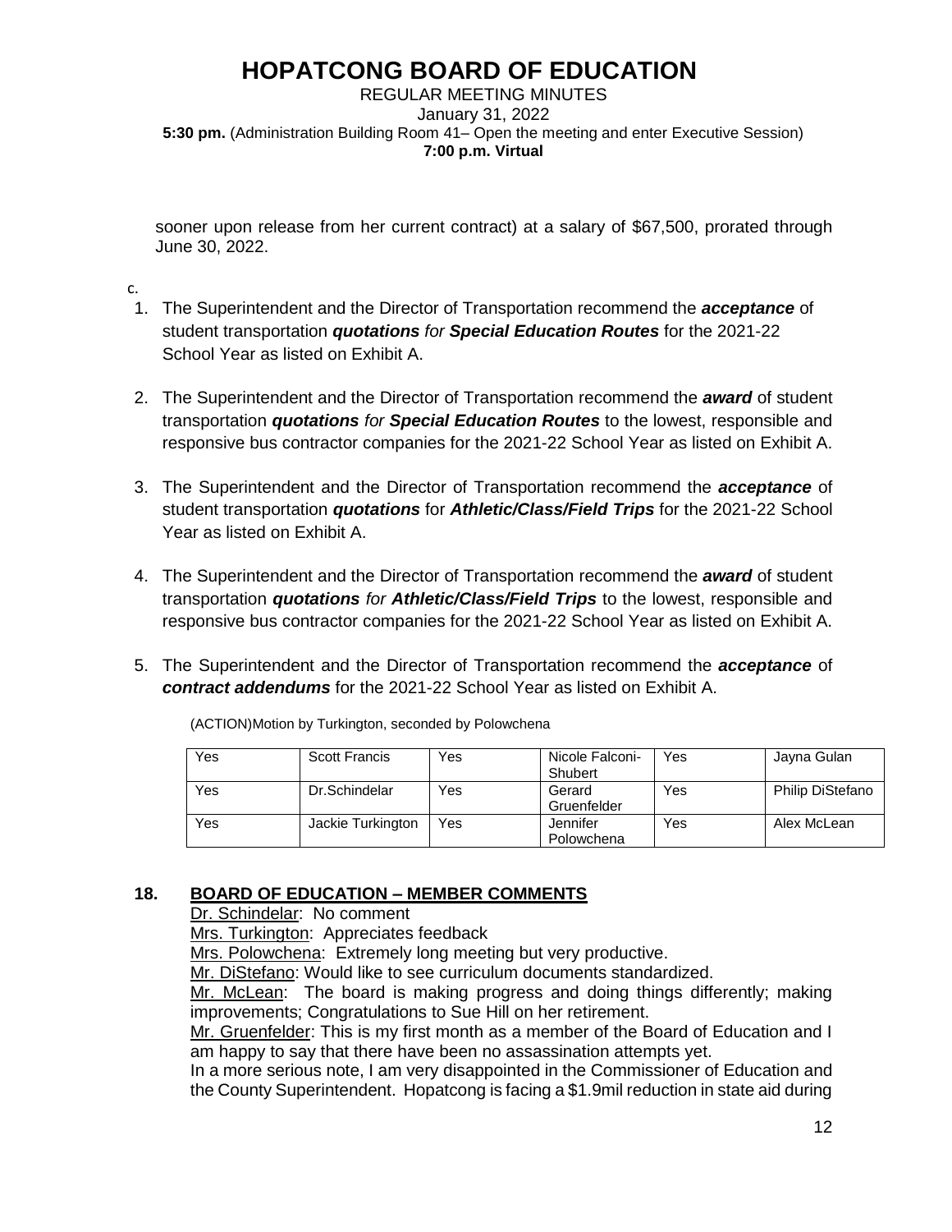sooner upon release from her current contract) at a salary of $67,500, prorated through June 30, 2022.

c.

1. The Superintendent and the Director of Transportation recommend the ***acceptance*** of student transportation ***quotations** for **Special Education Routes*** for the 2021-22 School Year as listed on Exhibit A.

2. The Superintendent and the Director of Transportation recommend the ***award*** of student transportation ***quotations** for **Special Education Routes*** to the lowest, responsible and responsive bus contractor companies for the 2021-22 School Year as listed on Exhibit A.

3. The Superintendent and the Director of Transportation recommend the ***acceptance*** of student transportation ***quotations*** for ***Athletic/Class/Field Trips*** for the 2021-22 School Year as listed on Exhibit A.

4. The Superintendent and the Director of Transportation recommend the ***award*** of student transportation ***quotations** for **Athletic/Class/Field Trips*** to the lowest, responsible and responsive bus contractor companies for the 2021-22 School Year as listed on Exhibit A.

5. The Superintendent and the Director of Transportation recommend the ***acceptance*** of ***contract addendums*** for the 2021-22 School Year as listed on Exhibit A.

(ACTION)Motion by Turkington, seconded by Polowchena

| Yes | Scott Francis | Yes | Nicole Falconi-Shubert | Yes | Jayna Gulan |
|---|---|---|---|---|---|
| Yes | Dr.Schindelar | Yes | Gerard Gruenfelder | Yes | Philip DiStefano |
| Yes | Jackie Turkington | Yes | Jennifer Polowchena | Yes | Alex McLean |

## 18. BOARD OF EDUCATION – MEMBER COMMENTS

Dr. Schindelar: No comment

Mrs. Turkington: Appreciates feedback

Mrs. Polowchena: Extremely long meeting but very productive.

Mr. DiStefano: Would like to see curriculum documents standardized.

Mr. McLean: The board is making progress and doing things differently; making improvements; Congratulations to Sue Hill on her retirement.

Mr. Gruenfelder: This is my first month as a member of the Board of Education and I am happy to say that there have been no assassination attempts yet.

In a more serious note, I am very disappointed in the Commissioner of Education and the County Superintendent. Hopatcong is facing a $1.9mil reduction in state aid during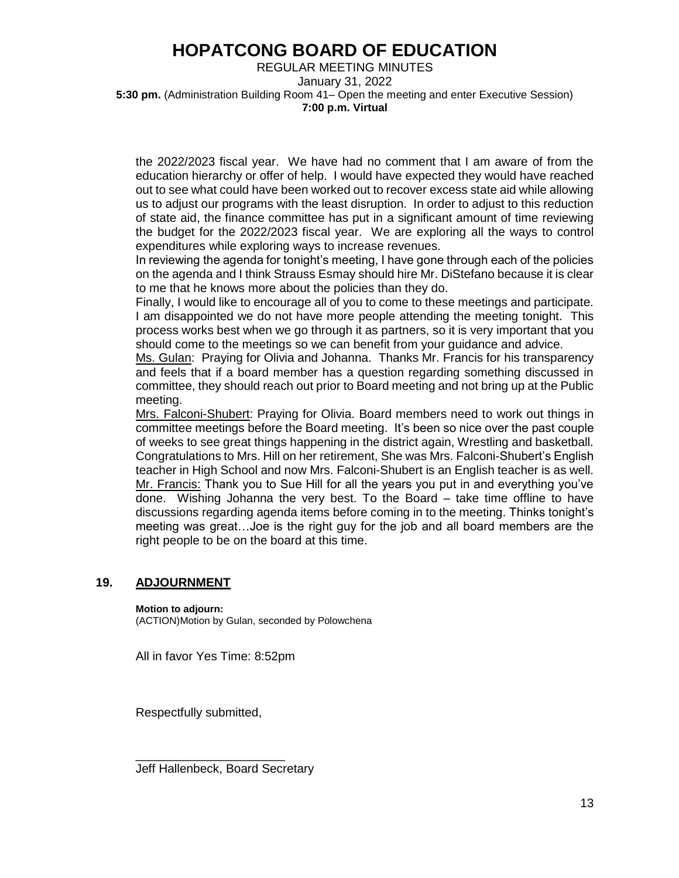the 2022/2023 fiscal year. We have had no comment that I am aware of from the education hierarchy or offer of help. I would have expected they would have reached out to see what could have been worked out to recover excess state aid while allowing us to adjust our programs with the least disruption. In order to adjust to this reduction of state aid, the finance committee has put in a significant amount of time reviewing the budget for the 2022/2023 fiscal year. We are exploring all the ways to control expenditures while exploring ways to increase revenues.

In reviewing the agenda for tonight's meeting, I have gone through each of the policies on the agenda and I think Strauss Esmay should hire Mr. DiStefano because it is clear to me that he knows more about the policies than they do.

Finally, I would like to encourage all of you to come to these meetings and participate. I am disappointed we do not have more people attending the meeting tonight. This process works best when we go through it as partners, so it is very important that you should come to the meetings so we can benefit from your guidance and advice.

<u>Ms. Gulan</u>: Praying for Olivia and Johanna. Thanks Mr. Francis for his transparency and feels that if a board member has a question regarding something discussed in committee, they should reach out prior to Board meeting and not bring up at the Public meeting.

<u>Mrs. Falconi-Shubert</u>: Praying for Olivia. Board members need to work out things in committee meetings before the Board meeting. It's been so nice over the past couple of weeks to see great things happening in the district again, Wrestling and basketball. Congratulations to Mrs. Hill on her retirement, She was Mrs. Falconi-Shubert's English teacher in High School and now Mrs. Falconi-Shubert is an English teacher is as well.

<u>Mr. Francis:</u> Thank you to Sue Hill for all the years you put in and everything you've done. Wishing Johanna the very best. To the Board – take time offline to have discussions regarding agenda items before coming in to the meeting. Thinks tonight's meeting was great…Joe is the right guy for the job and all board members are the right people to be on the board at this time.

## 19. ADJOURNMENT

**Motion to adjourn:**
(ACTION)Motion by Gulan, seconded by Polowchena

All in favor Yes Time: 8:52pm

Respectfully submitted,

\_\_\_\_\_\_\_\_\_\_\_\_\_\_\_\_\_\_\_\_\_\_
Jeff Hallenbeck, Board Secretary